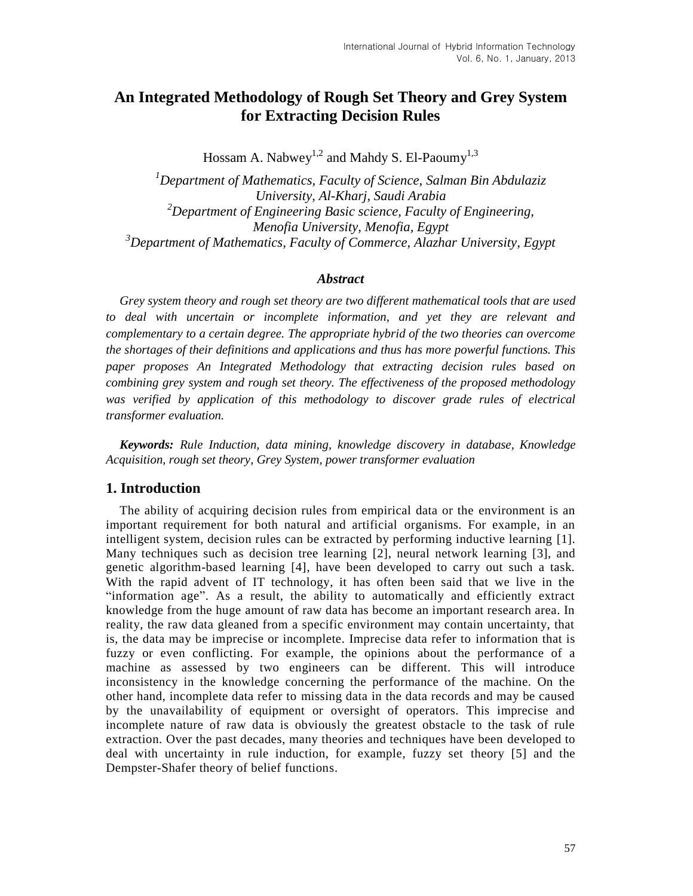# An Integrated Methodology of Rough Set Theory and Grey System for Extracting Decision Rules

Hossam A. Nabwey[1,2] and Mahdy S. El-Paoumy[1,3]

[1]*Department of Mathematics, Faculty of Science, Salman Bin Abdulaziz University, Al-Kharj, Saudi Arabia*
[2]*Department of Engineering Basic science, Faculty of Engineering, Menofia University, Menofia, Egypt*
[3]*Department of Mathematics, Faculty of Commerce, Alazhar University, Egypt*

### *Abstract*

*Grey system theory and rough set theory are two different mathematical tools that are used to deal with uncertain or incomplete information, and yet they are relevant and complementary to a certain degree. The appropriate hybrid of the two theories can overcome the shortages of their definitions and applications and thus has more powerful functions. This paper proposes An Integrated Methodology that extracting decision rules based on combining grey system and rough set theory. The effectiveness of the proposed methodology was verified by application of this methodology to discover grade rules of electrical transformer evaluation.*

***Keywords:*** *Rule Induction, data mining, knowledge discovery in database, Knowledge Acquisition, rough set theory, Grey System, power transformer evaluation*

## 1. Introduction

The ability of acquiring decision rules from empirical data or the environment is an important requirement for both natural and artificial organisms. For example, in an intelligent system, decision rules can be extracted by performing inductive learning [1]. Many techniques such as decision tree learning [2], neural network learning [3], and genetic algorithm-based learning [4], have been developed to carry out such a task. With the rapid advent of IT technology, it has often been said that we live in the "information age". As a result, the ability to automatically and efficiently extract knowledge from the huge amount of raw data has become an important research area. In reality, the raw data gleaned from a specific environment may contain uncertainty, that is, the data may be imprecise or incomplete. Imprecise data refer to information that is fuzzy or even conflicting. For example, the opinions about the performance of a machine as assessed by two engineers can be different. This will introduce inconsistency in the knowledge concerning the performance of the machine. On the other hand, incomplete data refer to missing data in the data records and may be caused by the unavailability of equipment or oversight of operators. This imprecise and incomplete nature of raw data is obviously the greatest obstacle to the task of rule extraction. Over the past decades, many theories and techniques have been developed to deal with uncertainty in rule induction, for example, fuzzy set theory [5] and the Dempster-Shafer theory of belief functions.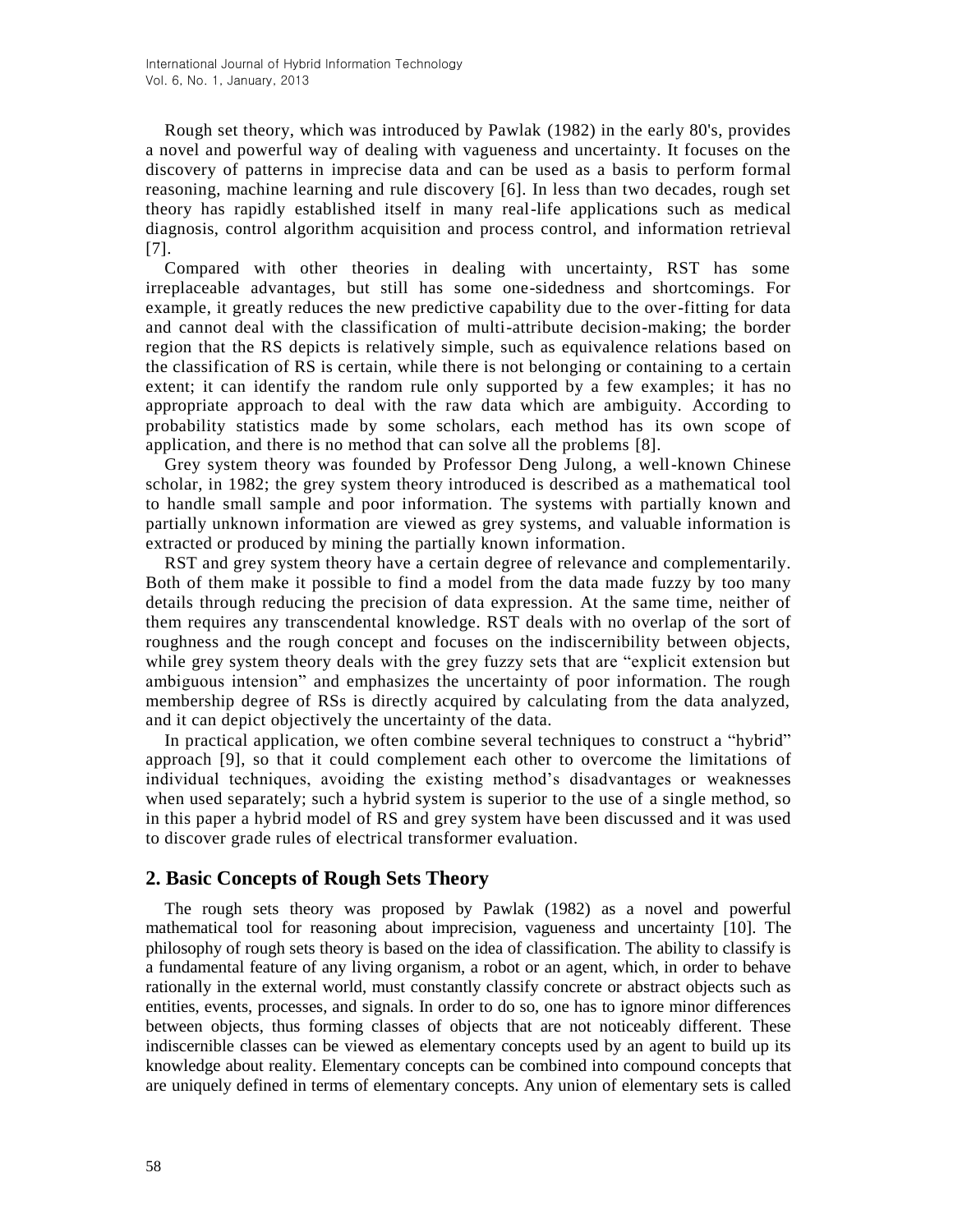Rough set theory, which was introduced by Pawlak (1982) in the early 80's, provides a novel and powerful way of dealing with vagueness and uncertainty. It focuses on the discovery of patterns in imprecise data and can be used as a basis to perform formal reasoning, machine learning and rule discovery [6]. In less than two decades, rough set theory has rapidly established itself in many real-life applications such as medical diagnosis, control algorithm acquisition and process control, and information retrieval [7].

Compared with other theories in dealing with uncertainty, RST has some irreplaceable advantages, but still has some one-sidedness and shortcomings. For example, it greatly reduces the new predictive capability due to the over-fitting for data and cannot deal with the classification of multi-attribute decision-making; the border region that the RS depicts is relatively simple, such as equivalence relations based on the classification of RS is certain, while there is not belonging or containing to a certain extent; it can identify the random rule only supported by a few examples; it has no appropriate approach to deal with the raw data which are ambiguity. According to probability statistics made by some scholars, each method has its own scope of application, and there is no method that can solve all the problems [8].

Grey system theory was founded by Professor Deng Julong, a well-known Chinese scholar, in 1982; the grey system theory introduced is described as a mathematical tool to handle small sample and poor information. The systems with partially known and partially unknown information are viewed as grey systems, and valuable information is extracted or produced by mining the partially known information.

RST and grey system theory have a certain degree of relevance and complementarily. Both of them make it possible to find a model from the data made fuzzy by too many details through reducing the precision of data expression. At the same time, neither of them requires any transcendental knowledge. RST deals with no overlap of the sort of roughness and the rough concept and focuses on the indiscernibility between objects, while grey system theory deals with the grey fuzzy sets that are "explicit extension but ambiguous intension" and emphasizes the uncertainty of poor information. The rough membership degree of RSs is directly acquired by calculating from the data analyzed, and it can depict objectively the uncertainty of the data.

In practical application, we often combine several techniques to construct a "hybrid" approach [9], so that it could complement each other to overcome the limitations of individual techniques, avoiding the existing method's disadvantages or weaknesses when used separately; such a hybrid system is superior to the use of a single method, so in this paper a hybrid model of RS and grey system have been discussed and it was used to discover grade rules of electrical transformer evaluation.

## 2. Basic Concepts of Rough Sets Theory

The rough sets theory was proposed by Pawlak (1982) as a novel and powerful mathematical tool for reasoning about imprecision, vagueness and uncertainty [10]. The philosophy of rough sets theory is based on the idea of classification. The ability to classify is a fundamental feature of any living organism, a robot or an agent, which, in order to behave rationally in the external world, must constantly classify concrete or abstract objects such as entities, events, processes, and signals. In order to do so, one has to ignore minor differences between objects, thus forming classes of objects that are not noticeably different. These indiscernible classes can be viewed as elementary concepts used by an agent to build up its knowledge about reality. Elementary concepts can be combined into compound concepts that are uniquely defined in terms of elementary concepts. Any union of elementary sets is called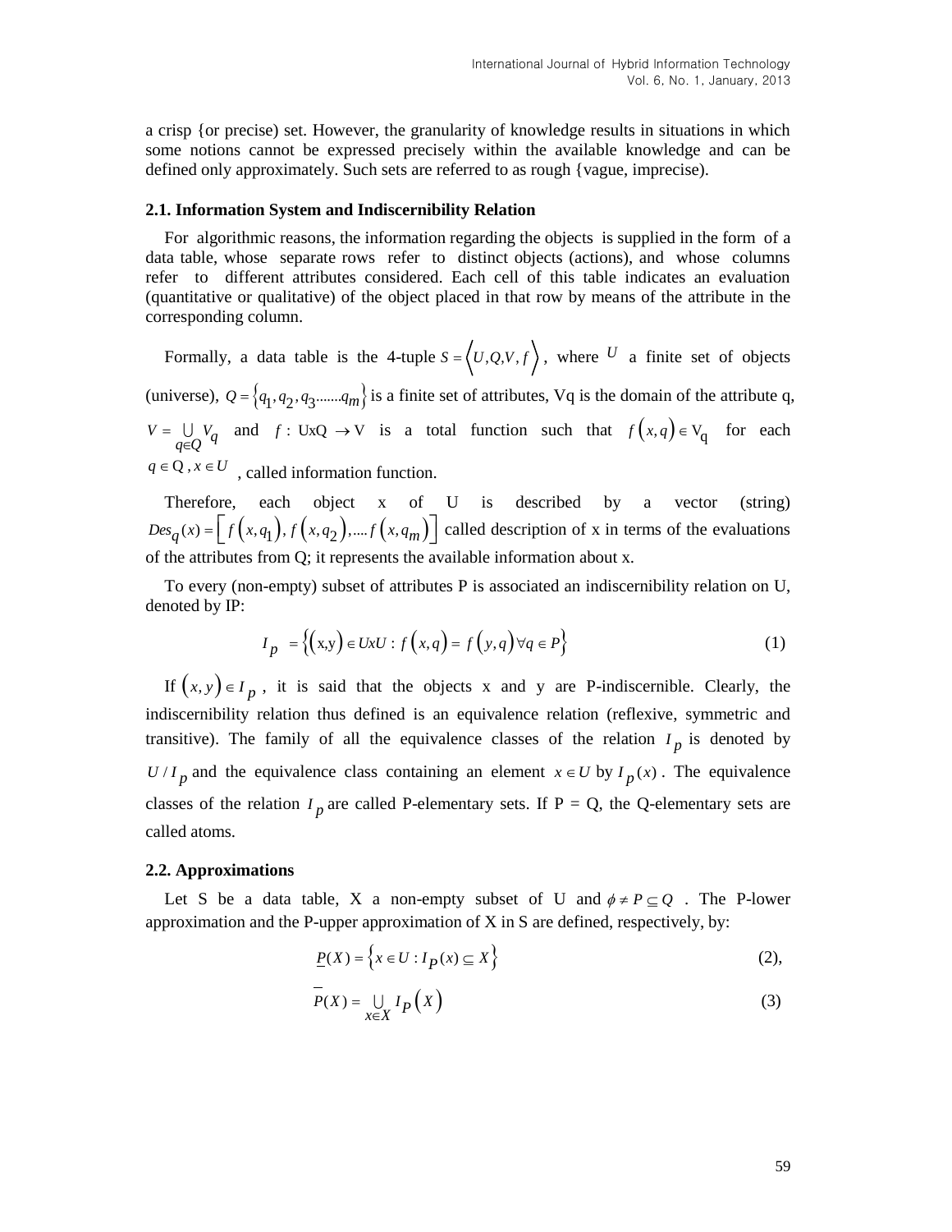a crisp {or precise) set. However, the granularity of knowledge results in situations in which some notions cannot be expressed precisely within the available knowledge and can be defined only approximately. Such sets are referred to as rough {vague, imprecise).

### 2.1. Information System and Indiscernibility Relation

For algorithmic reasons, the information regarding the objects is supplied in the form of a data table, whose separate rows refer to distinct objects (actions), and whose columns refer to different attributes considered. Each cell of this table indicates an evaluation (quantitative or qualitative) of the object placed in that row by means of the attribute in the corresponding column.

Formally, a data table is the 4-tuple $S = \langle U, Q, V, f \rangle$, where $U$ a finite set of objects (universe), $Q = \{q_1, q_2, q_3 .......q_m\}$ is a finite set of attributes, Vq is the domain of the attribute q, $V = \bigcup_{q \in Q} V_q$ and $f : \text{UxQ} \rightarrow \text{V}$ is a total function such that $f(x,q) \in \text{V}_\text{q}$ for each $q \in \text{Q}, x \in U$, called information function.

Therefore, each object x of U is described by a vector (string) $Des_q(x) = \left[ f(x,q_1), f(x,q_2), .... f(x,q_m) \right]$ called description of x in terms of the evaluations of the attributes from Q; it represents the available information about x.

To every (non-empty) subset of attributes P is associated an indiscernibility relation on U, denoted by IP:

$$I_p = \left\{ (\text{x,y}) \in UxU : f(x,q) = f(y,q) \forall q \in P \right\} \tag{1}$$

If $(x, y) \in I_p$, it is said that the objects x and y are P-indiscernible. Clearly, the indiscernibility relation thus defined is an equivalence relation (reflexive, symmetric and transitive). The family of all the equivalence classes of the relation $I_p$ is denoted by $U / I_p$ and the equivalence class containing an element $x \in U$ by $I_p(x)$. The equivalence classes of the relation $I_p$ are called P-elementary sets. If P = Q, the Q-elementary sets are called atoms.

### 2.2. Approximations

Let S be a data table, X a non-empty subset of U and $\phi \neq P \subseteq Q$. The P-lower approximation and the P-upper approximation of X in S are defined, respectively, by:

$$\underline{P}(X) = \left\{ x \in U : I_P(x) \subseteq X \right\} \tag{2}$$

$$\overline{P}(X) = \bigcup_{x \in X} I_P(X) \tag{3}$$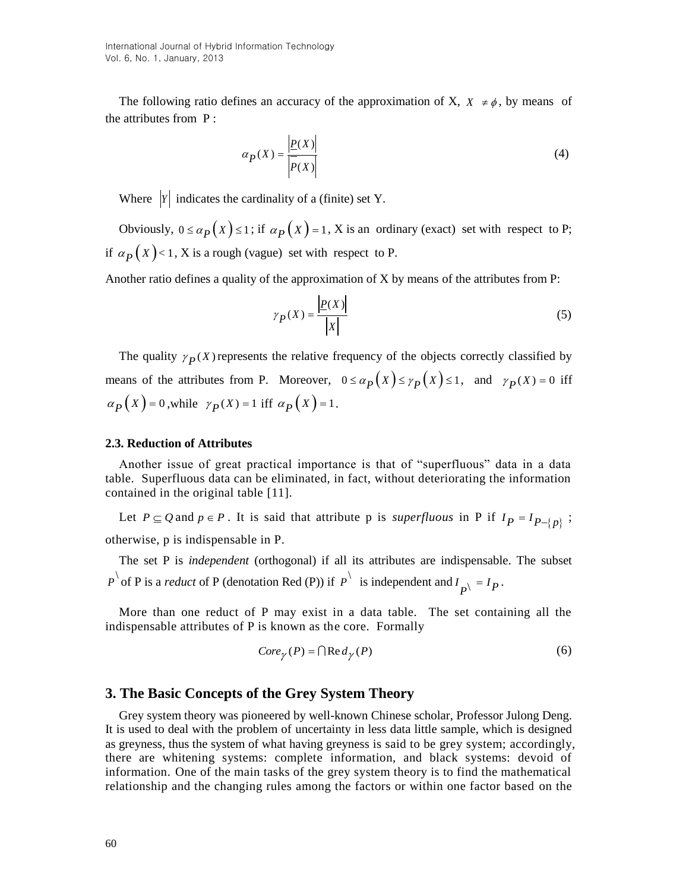The following ratio defines an accuracy of the approximation of X, $X \neq \phi$, by means of the attributes from P :

$$\alpha_P(X) = \frac{|\underline{P}(X)|}{|\overline{P}(X)|} \tag{4}$$

Where $|Y|$ indicates the cardinality of a (finite) set Y.

Obviously, $0 \leq \alpha_P(X) \leq 1$; if $\alpha_P(X) = 1$, X is an ordinary (exact) set with respect to P; if $\alpha_P(X) < 1$, X is a rough (vague) set with respect to P.

Another ratio defines a quality of the approximation of X by means of the attributes from P:

$$\gamma_P(X) = \frac{|\underline{P}(X)|}{|X|} \tag{5}$$

The quality $\gamma_P(X)$ represents the relative frequency of the objects correctly classified by means of the attributes from P. Moreover, $0 \leq \alpha_P(X) \leq \gamma_P(X) \leq 1$, and $\gamma_P(X) = 0$ iff $\alpha_P(X) = 0$, while $\gamma_P(X) = 1$ iff $\alpha_P(X) = 1$.

### 2.3. Reduction of Attributes

Another issue of great practical importance is that of "superfluous" data in a data table. Superfluous data can be eliminated, in fact, without deteriorating the information contained in the original table [11].

Let $P \subseteq Q$ and $p \in P$. It is said that attribute p is *superfluous* in P if $I_P = I_{P-\{p\}}$ ; otherwise, p is indispensable in P.

The set P is *independent* (orthogonal) if all its attributes are indispensable. The subset $P^\backslash$ of P is a *reduct* of P (denotation Red (P)) if $P^\backslash$ is independent and $I_{P^\backslash} = I_P$.

More than one reduct of P may exist in a data table. The set containing all the indispensable attributes of P is known as the core. Formally

$$Core_\gamma(P) = \bigcap \mathrm{Re}\, d_\gamma(P) \tag{6}$$

## 3. The Basic Concepts of the Grey System Theory

Grey system theory was pioneered by well-known Chinese scholar, Professor Julong Deng. It is used to deal with the problem of uncertainty in less data little sample, which is designed as greyness, thus the system of what having greyness is said to be grey system; accordingly, there are whitening systems: complete information, and black systems: devoid of information. One of the main tasks of the grey system theory is to find the mathematical relationship and the changing rules among the factors or within one factor based on the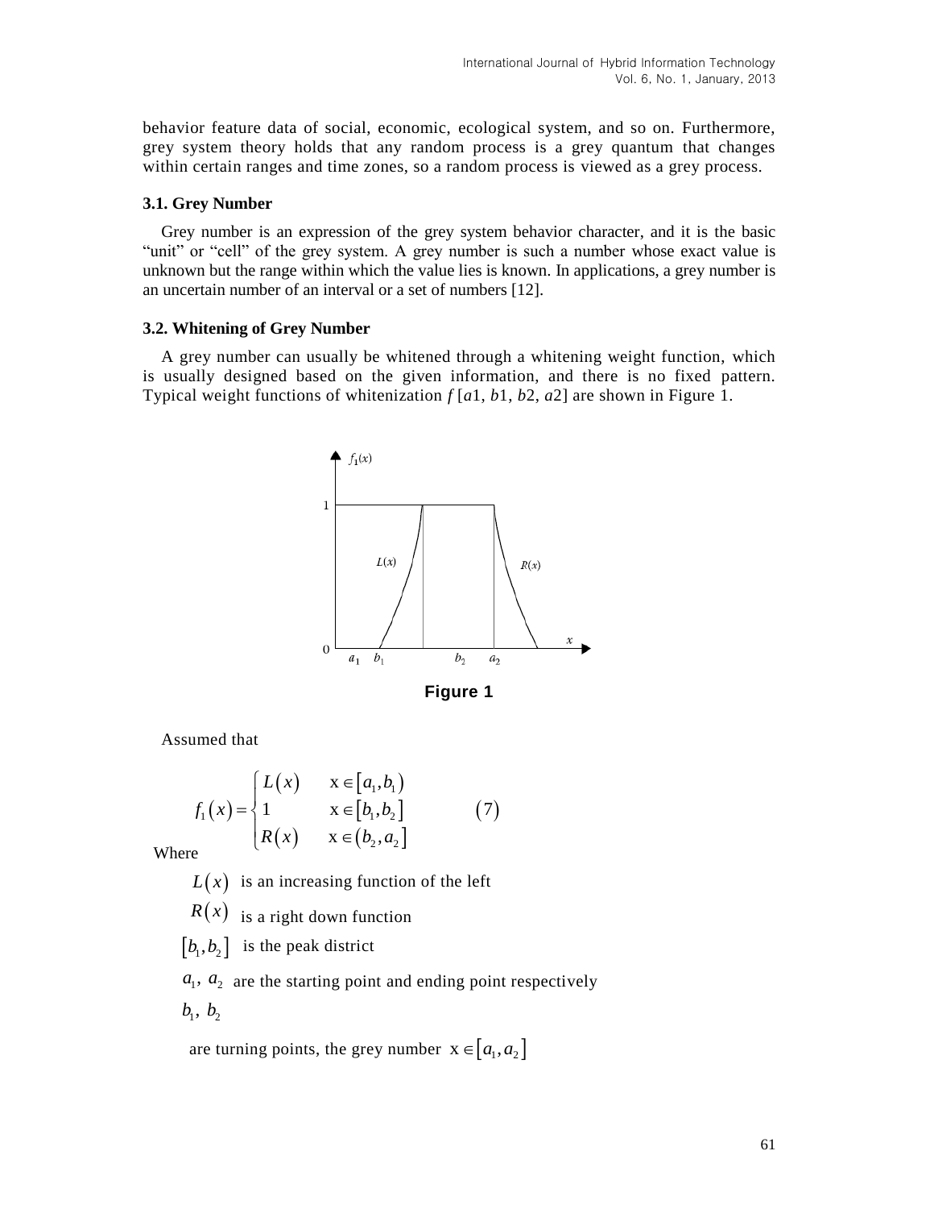behavior feature data of social, economic, ecological system, and so on. Furthermore, grey system theory holds that any random process is a grey quantum that changes within certain ranges and time zones, so a random process is viewed as a grey process.

### 3.1. Grey Number

Grey number is an expression of the grey system behavior character, and it is the basic "unit" or "cell" of the grey system. A grey number is such a number whose exact value is unknown but the range within which the value lies is known. In applications, a grey number is an uncertain number of an interval or a set of numbers [12].

### 3.2. Whitening of Grey Number

A grey number can usually be whitened through a whitening weight function, which is usually designed based on the given information, and there is no fixed pattern. Typical weight functions of whitenization $f\,[a1, b1, b2, a2]$ are shown in Figure 1.

**Figure 1**

Assumed that

$$f_1(x) = \begin{cases} L(x) & x \in [a_1, b_1) \\ 1 & x \in [b_1, b_2] \\ R(x) & x \in (b_2, a_2] \end{cases} \qquad (7)$$

Where

$L(x)$ is an increasing function of the left

$R(x)$ is a right down function

$[b_1, b_2]$ is the peak district

$a_1,\ a_2$ are the starting point and ending point respectively

$b_1,\ b_2$

are turning points, the grey number $x \in [a_1, a_2]$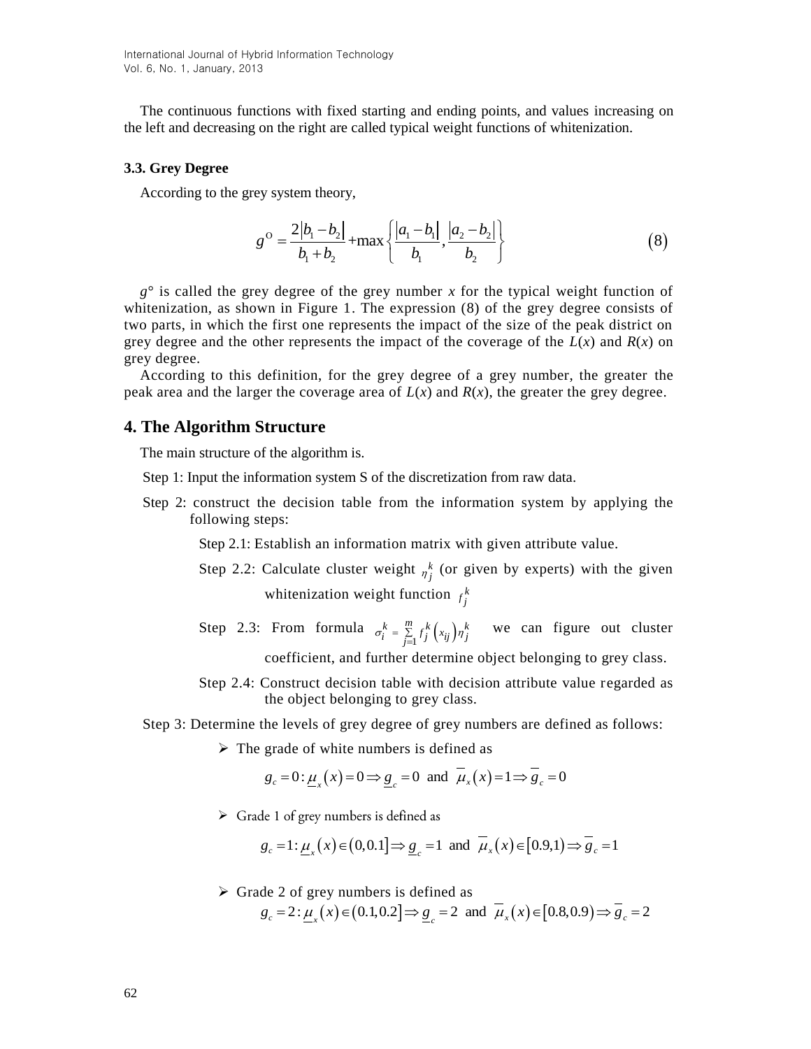The continuous functions with fixed starting and ending points, and values increasing on the left and decreasing on the right are called typical weight functions of whitenization.

### 3.3. Grey Degree

According to the grey system theory,

$$g^{\circ} = \frac{2\left|b_1 - b_2\right|}{b_1 + b_2} + \max\left\{\frac{\left|a_1 - b_1\right|}{b_1}, \frac{\left|a_2 - b_2\right|}{b_2}\right\} \tag{8}$$

$g^{\circ}$ is called the grey degree of the grey number $x$ for the typical weight function of whitenization, as shown in Figure 1. The expression (8) of the grey degree consists of two parts, in which the first one represents the impact of the size of the peak district on grey degree and the other represents the impact of the coverage of the $L(x)$ and $R(x)$ on grey degree.

According to this definition, for the grey degree of a grey number, the greater the peak area and the larger the coverage area of $L(x)$ and $R(x)$, the greater the grey degree.

## 4. The Algorithm Structure

The main structure of the algorithm is.

Step 1: Input the information system S of the discretization from raw data.

Step 2: construct the decision table from the information system by applying the following steps:

Step 2.1: Establish an information matrix with given attribute value.

Step 2.2: Calculate cluster weight $\eta_j^k$ (or given by experts) with the given whitenization weight function $f_j^k$

Step 2.3: From formula $\sigma_i^k = \sum_{j=1}^{m} f_j^k\left(x_{ij}\right)\eta_j^k$ we can figure out cluster coefficient, and further determine object belonging to grey class.

Step 2.4: Construct decision table with decision attribute value regarded as the object belonging to grey class.

Step 3: Determine the levels of grey degree of grey numbers are defined as follows:

- The grade of white numbers is defined as

  $$g_c = 0: \underline{\mu}_x(x) = 0 \Rightarrow \underline{g}_c = 0 \text{ and } \overline{\mu}_x(x) = 1 \Rightarrow \overline{g}_c = 0$$

- Grade 1 of grey numbers is defined as

  $$g_c = 1: \underline{\mu}_x(x) \in (0, 0.1] \Rightarrow \underline{g}_c = 1 \text{ and } \overline{\mu}_x(x) \in [0.9, 1) \Rightarrow \overline{g}_c = 1$$

- Grade 2 of grey numbers is defined as

  $$g_c = 2: \underline{\mu}_x(x) \in (0.1, 0.2] \Rightarrow \underline{g}_c = 2 \text{ and } \overline{\mu}_x(x) \in [0.8, 0.9) \Rightarrow \overline{g}_c = 2$$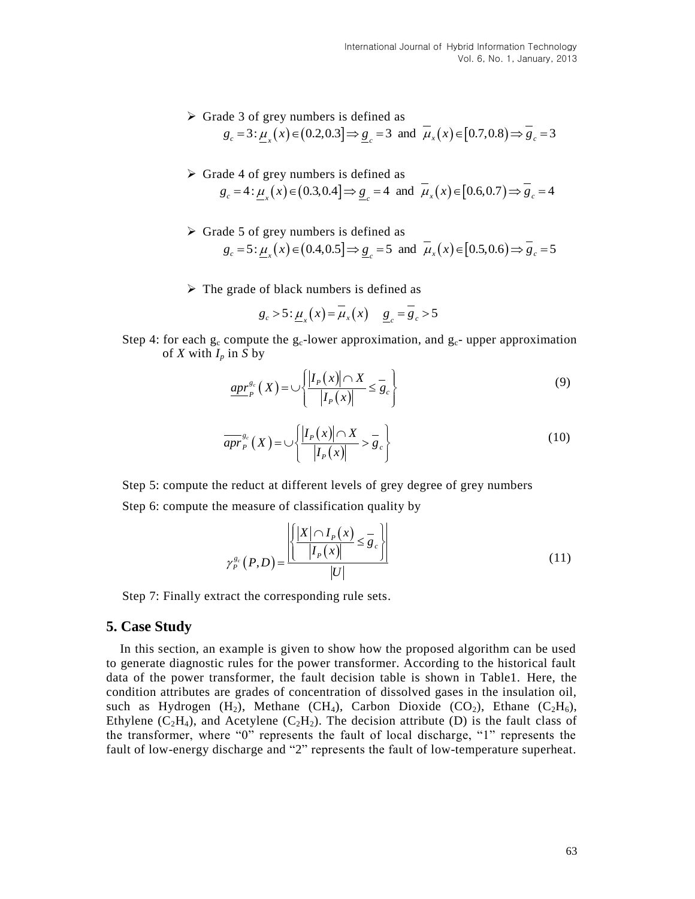- Grade 3 of grey numbers is defined as

$$g_c = 3: \underline{\mu}_x(x) \in (0.2, 0.3] \Rightarrow \underline{g}_c = 3 \text{ and } \overline{\mu}_x(x) \in [0.7, 0.8) \Rightarrow \overline{g}_c = 3$$

- Grade 4 of grey numbers is defined as

$$g_c = 4: \underline{\mu}_x(x) \in (0.3, 0.4] \Rightarrow \underline{g}_c = 4 \text{ and } \overline{\mu}_x(x) \in [0.6, 0.7) \Rightarrow \overline{g}_c = 4$$

- Grade 5 of grey numbers is defined as

$$g_c = 5: \underline{\mu}_x(x) \in (0.4, 0.5] \Rightarrow \underline{g}_c = 5 \text{ and } \overline{\mu}_x(x) \in [0.5, 0.6) \Rightarrow \overline{g}_c = 5$$

- The grade of black numbers is defined as

$$g_c > 5: \underline{\mu}_x(x) = \overline{\mu}_x(x) \quad \underline{g}_c = \overline{g}_c > 5$$

Step 4: for each $g_c$ compute the $g_c$-lower approximation, and $g_c$- upper approximation of $X$ with $I_p$ in $S$ by

$$\underline{apr}_P^{g_c}(X) = \cup \left\{ \frac{|I_P(x)| \cap X}{|I_P(x)|} \leq \overline{g}_c \right\} \tag{9}$$

$$\overline{apr}_P^{g_c}(X) = \cup \left\{ \frac{|I_P(x)| \cap X}{|I_P(x)|} > \overline{g}_c \right\} \tag{10}$$

Step 5: compute the reduct at different levels of grey degree of grey numbers

Step 6: compute the measure of classification quality by

$$\gamma_P^{g_c}(P, D) = \frac{\left| \left\{ \frac{|X| \cap I_P(x)}{|I_P(x)|} \leq \overline{g}_c \right\} \right|}{|U|} \tag{11}$$

Step 7: Finally extract the corresponding rule sets.

## 5. Case Study

In this section, an example is given to show how the proposed algorithm can be used to generate diagnostic rules for the power transformer. According to the historical fault data of the power transformer, the fault decision table is shown in Table1. Here, the condition attributes are grades of concentration of dissolved gases in the insulation oil, such as Hydrogen ($H_2$), Methane ($CH_4$), Carbon Dioxide ($CO_2$), Ethane ($C_2H_6$), Ethylene ($C_2H_4$), and Acetylene ($C_2H_2$). The decision attribute (D) is the fault class of the transformer, where "0" represents the fault of local discharge, "1" represents the fault of low-energy discharge and "2" represents the fault of low-temperature superheat.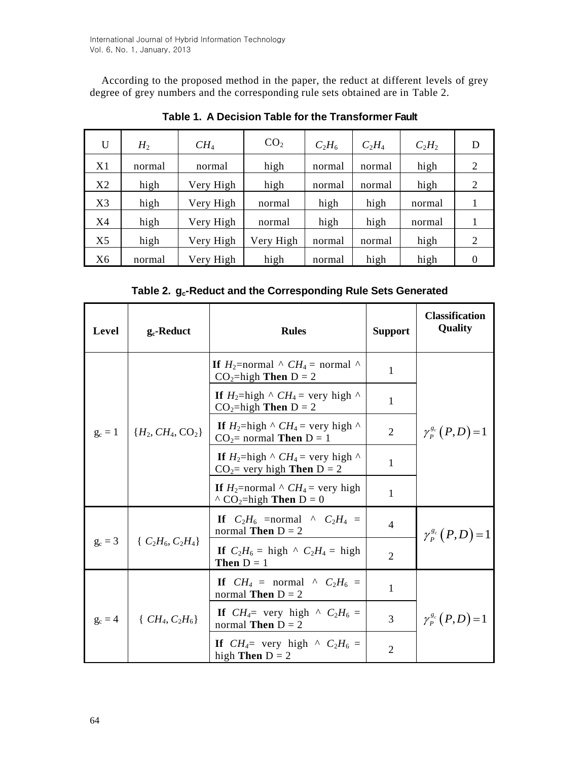According to the proposed method in the paper, the reduct at different levels of grey degree of grey numbers and the corresponding rule sets obtained are in Table 2.

**Table 1. A Decision Table for the Transformer Fault**

| U | $H_2$ | $CH_4$ | $CO_2$ | $C_2H_6$ | $C_2H_4$ | $C_2H_2$ | D |
|---|---|---|---|---|---|---|---|
| X1 | normal | normal | high | normal | normal | high | 2 |
| X2 | high | Very High | high | normal | normal | high | 2 |
| X3 | high | Very High | normal | high | high | normal | 1 |
| X4 | high | Very High | normal | high | high | normal | 1 |
| X5 | high | Very High | Very High | normal | normal | high | 2 |
| X6 | normal | Very High | high | normal | high | high | 0 |

**Table 2. $g_c$-Reduct and the Corresponding Rule Sets Generated**

| Level | $g_c$-Reduct | Rules | Support | Classification Quality |
|---|---|---|---|---|
| $g_c = 1$ | $\{H_2, CH_4, CO_2\}$ | **If** $H_2$=normal ∧ $CH_4$ = normal ∧ $CO_2$=high **Then** D = 2 | 1 | $\gamma_P^{g_c}(P,D)=1$ |
| | | **If** $H_2$=high ∧ $CH_4$ = very high ∧ $CO_2$=high **Then** D = 2 | 1 | |
| | | **If** $H_2$=high ∧ $CH_4$ = very high ∧ $CO_2$= normal **Then** D = 1 | 2 | |
| | | **If** $H_2$=high ∧ $CH_4$ = very high ∧ $CO_2$= very high **Then** D = 2 | 1 | |
| | | **If** $H_2$=normal ∧ $CH_4$ = very high ∧ $CO_2$=high **Then** D = 0 | 1 | |
| $g_c = 3$ | $\{C_2H_6, C_2H_4\}$ | **If** $C_2H_6$ =normal ∧ $C_2H_4$ = normal **Then** D = 2 | 4 | $\gamma_P^{g_c}(P,D)=1$ |
| | | **If** $C_2H_6$ = high ∧ $C_2H_4$ = high **Then** D = 1 | 2 | |
| $g_c = 4$ | $\{CH_4, C_2H_6\}$ | **If** $CH_4$ = normal ∧ $C_2H_6$ = normal **Then** D = 2 | 1 | $\gamma_P^{g_c}(P,D)=1$ |
| | | **If** $CH_4$= very high ∧ $C_2H_6$ = normal **Then** D = 2 | 3 | |
| | | **If** $CH_4$= very high ∧ $C_2H_6$ = high **Then** D = 2 | 2 | |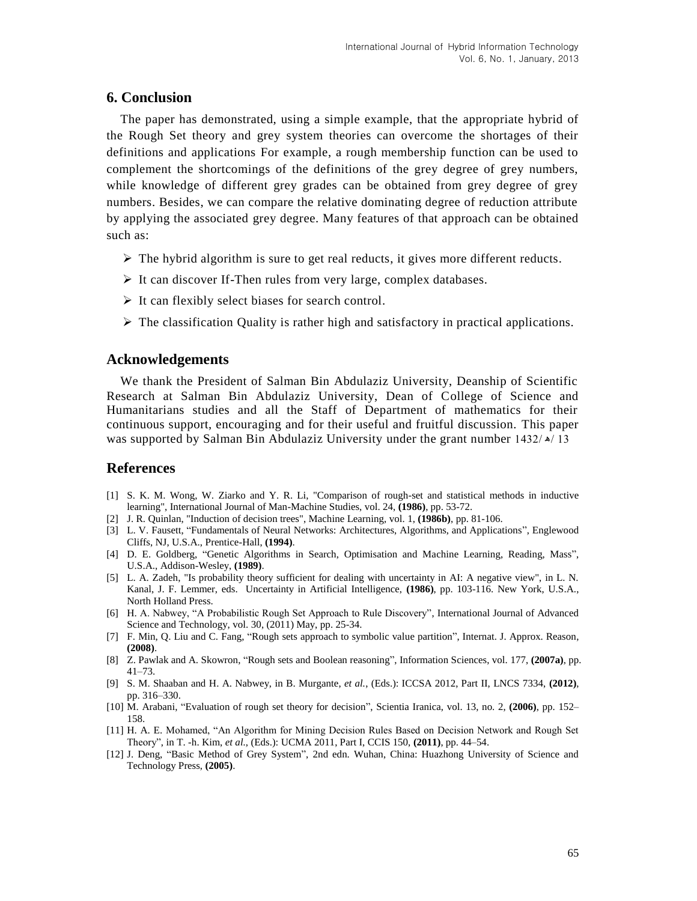## 6. Conclusion

The paper has demonstrated, using a simple example, that the appropriate hybrid of the Rough Set theory and grey system theories can overcome the shortages of their definitions and applications For example, a rough membership function can be used to complement the shortcomings of the definitions of the grey degree of grey numbers, while knowledge of different grey grades can be obtained from grey degree of grey numbers. Besides, we can compare the relative dominating degree of reduction attribute by applying the associated grey degree. Many features of that approach can be obtained such as:

- The hybrid algorithm is sure to get real reducts, it gives more different reducts.
- It can discover If-Then rules from very large, complex databases.
- It can flexibly select biases for search control.
- The classification Quality is rather high and satisfactory in practical applications.

## Acknowledgements

We thank the President of Salman Bin Abdulaziz University, Deanship of Scientific Research at Salman Bin Abdulaziz University, Dean of College of Science and Humanitarians studies and all the Staff of Department of mathematics for their continuous support, encouraging and for their useful and fruitful discussion. This paper was supported by Salman Bin Abdulaziz University under the grant number 1432/هـ/ 13

## References

[1] S. K. M. Wong, W. Ziarko and Y. R. Li, "Comparison of rough-set and statistical methods in inductive learning", International Journal of Man-Machine Studies, vol. 24, **(1986)**, pp. 53-72.

[2] J. R. Quinlan, "Induction of decision trees", Machine Learning, vol. 1, **(1986b)**, pp. 81-106.

[3] L. V. Fausett, "Fundamentals of Neural Networks: Architectures, Algorithms, and Applications", Englewood Cliffs, NJ, U.S.A., Prentice-Hall, **(1994)**.

[4] D. E. Goldberg, "Genetic Algorithms in Search, Optimisation and Machine Learning, Reading, Mass", U.S.A., Addison-Wesley, **(1989)**.

[5] L. A. Zadeh, "Is probability theory sufficient for dealing with uncertainty in AI: A negative view", in L. N. Kanal, J. F. Lemmer, eds. Uncertainty in Artificial Intelligence, **(1986)**, pp. 103-116. New York, U.S.A., North Holland Press.

[6] H. A. Nabwey, "A Probabilistic Rough Set Approach to Rule Discovery", International Journal of Advanced Science and Technology, vol. 30, (2011) May, pp. 25-34.

[7] F. Min, Q. Liu and C. Fang, "Rough sets approach to symbolic value partition", Internat. J. Approx. Reason, **(2008)**.

[8] Z. Pawlak and A. Skowron, "Rough sets and Boolean reasoning", Information Sciences, vol. 177, **(2007a)**, pp. 41–73.

[9] S. M. Shaaban and H. A. Nabwey, in B. Murgante, *et al.*, (Eds.): ICCSA 2012, Part II, LNCS 7334, **(2012)**, pp. 316–330.

[10] M. Arabani, "Evaluation of rough set theory for decision", Scientia Iranica, vol. 13, no. 2, **(2006)**, pp. 152–158.

[11] H. A. E. Mohamed, "An Algorithm for Mining Decision Rules Based on Decision Network and Rough Set Theory", in T. -h. Kim, *et al.*, (Eds.): UCMA 2011, Part I, CCIS 150, **(2011)**, pp. 44–54.

[12] J. Deng, "Basic Method of Grey System", 2nd edn. Wuhan, China: Huazhong University of Science and Technology Press, **(2005)**.